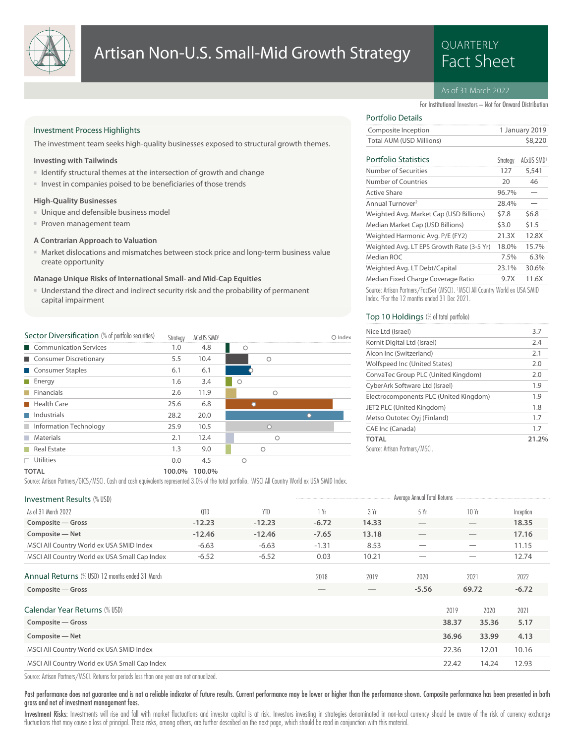# Artisan Non-U.S. Small-Mid Growth Strategy

QUARTERLY Fact Sheet

As of 31 March 2022

For Institutional Investors – Not for Onward Distribution

## Investment Process Highlights

The investment team seeks high-quality businesses exposed to structural growth themes.

### Investing with Tailwinds

- Identify structural themes at the intersection of growth and change
- Invest in companies poised to be beneficiaries of those trends

### High-Quality Businesses

- Unique and defensible business model
- Proven management team

### A Contrarian Approach to Valuation

- Market dislocations and mismatches between stock price and long-term business value create opportunity

### Manage Unique Risks of International Small- and Mid-Cap Equities

- Understand the direct and indirect security risk and the probability of permanent capital impairment

## Portfolio Details

| | |
|---|---|
| Composite Inception | 1 January 2019 |
| Total AUM (USD Millions) | $8,220 |

## Portfolio Statistics

| | Strategy | ACxUS SMD[1] |
|---|---|---|
| Number of Securities | 127 | 5,541 |
| Number of Countries | 20 | 46 |
| Active Share | 96.7% | — |
| Annual Turnover[2] | 28.4% | — |
| Weighted Avg. Market Cap (USD Billions) | $7.8 | $6.8 |
| Median Market Cap (USD Billions) | $3.0 | $1.5 |
| Weighted Harmonic Avg. P/E (FY2) | 21.3X | 12.8X |
| Weighted Avg. LT EPS Growth Rate (3-5 Yr) | 18.0% | 15.7% |
| Median ROC | 7.5% | 6.3% |
| Weighted Avg. LT Debt/Capital | 23.1% | 30.6% |
| Median Fixed Charge Coverage Ratio | 9.7X | 11.6X |

Source: Artisan Partners/FactSet (MSCI). [1]MSCI All Country World ex USA SMID Index. [2]For the 12 months ended 31 Dec 2021.

## Top 10 Holdings (% of total portfolio)

| | |
|---|---|
| Nice Ltd (Israel) | 3.7 |
| Kornit Digital Ltd (Israel) | 2.4 |
| Alcon Inc (Switzerland) | 2.1 |
| Wolfspeed Inc (United States) | 2.0 |
| ConvaTec Group PLC (United Kingdom) | 2.0 |
| CyberArk Software Ltd (Israel) | 1.9 |
| Electrocomponents PLC (United Kingdom) | 1.9 |
| JET2 PLC (United Kingdom) | 1.8 |
| Metso Outotec Oyj (Finland) | 1.7 |
| CAE Inc (Canada) | 1.7 |
| **TOTAL** | **21.2%** |

Source: Artisan Partners/MSCI.

## Sector Diversification (% of portfolio securities)

| | Strategy | ACxUS SMD[1] |
|---|---|---|
| Communication Services | 1.0 | 4.8 |
| Consumer Discretionary | 5.5 | 10.4 |
| Consumer Staples | 6.1 | 6.1 |
| Energy | 1.6 | 3.4 |
| Financials | 2.6 | 11.9 |
| Health Care | 25.6 | 6.8 |
| Industrials | 28.2 | 20.0 |
| Information Technology | 25.9 | 10.5 |
| Materials | 2.1 | 12.4 |
| Real Estate | 1.3 | 9.0 |
| Utilities | 0.0 | 4.5 |
| **TOTAL** | **100.0%** | **100.0%** |

Source: Artisan Partners/GICS/MSCI. Cash and cash equivalents represented 3.0% of the total portfolio. [1]MSCI All Country World ex USA SMID Index.

## Investment Results (% USD)

| | | | Average Annual Total Returns | | | | |
|---|---|---|---|---|---|---|---|
| As of 31 March 2022 | QTD | YTD | 1 Yr | 3 Yr | 5 Yr | 10 Yr | Inception |
| **Composite — Gross** | **-12.23** | **-12.23** | **-6.72** | **14.33** | — | — | **18.35** |
| **Composite — Net** | **-12.46** | **-12.46** | **-7.65** | **13.18** | — | — | **17.16** |
| MSCI All Country World ex USA SMID Index | -6.63 | -6.63 | -1.31 | 8.53 | — | — | 11.15 |
| MSCI All Country World ex USA Small Cap Index | -6.52 | -6.52 | 0.03 | 10.21 | — | — | 12.74 |

## Annual Returns (% USD) 12 months ended 31 March

| | 2018 | 2019 | 2020 | 2021 | 2022 |
|---|---|---|---|---|---|
| **Composite — Gross** | — | — | **-5.56** | **69.72** | **-6.72** |

## Calendar Year Returns (% USD)

| | 2019 | 2020 | 2021 |
|---|---|---|---|
| **Composite — Gross** | **38.37** | **35.36** | **5.17** |
| **Composite — Net** | **36.96** | **33.99** | **4.13** |
| MSCI All Country World ex USA SMID Index | 22.36 | 12.01 | 10.16 |
| MSCI All Country World ex USA Small Cap Index | 22.42 | 14.24 | 12.93 |

Source: Artisan Partners/MSCI. Returns for periods less than one year are not annualized.

**Past performance does not guarantee and is not a reliable indicator of future results. Current performance may be lower or higher than the performance shown. Composite performance has been presented in both gross and net of investment management fees.**

**Investment Risks:** Investments will rise and fall with market fluctuations and investor capital is at risk. Investors investing in strategies denominated in non-local currency should be aware of the risk of currency exchange fluctuations that may cause a loss of principal. These risks, among others, are further described on the next page, which should be read in conjunction with this material.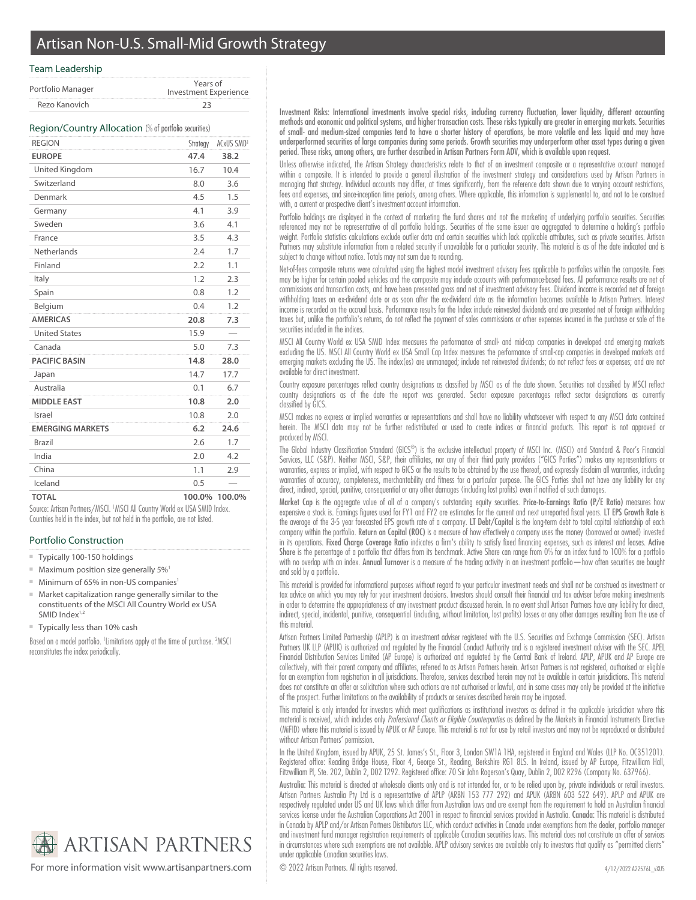# Artisan Non-U.S. Small-Mid Growth Strategy

## Team Leadership

| Portfolio Manager | Years of Investment Experience |
|---|---|
| Rezo Kanovich | 23 |

## Region/Country Allocation (% of portfolio securities)

| REGION | Strategy | ACxUS SMD[1] |
|---|---|---|
| **EUROPE** | **47.4** | **38.2** |
| United Kingdom | 16.7 | 10.4 |
| Switzerland | 8.0 | 3.6 |
| Denmark | 4.5 | 1.5 |
| Germany | 4.1 | 3.9 |
| Sweden | 3.6 | 4.1 |
| France | 3.5 | 4.3 |
| Netherlands | 2.4 | 1.7 |
| Finland | 2.2 | 1.1 |
| Italy | 1.2 | 2.3 |
| Spain | 0.8 | 1.2 |
| Belgium | 0.4 | 1.2 |
| **AMERICAS** | **20.8** | **7.3** |
| United States | 15.9 | — |
| Canada | 5.0 | 7.3 |
| **PACIFIC BASIN** | **14.8** | **28.0** |
| Japan | 14.7 | 17.7 |
| Australia | 0.1 | 6.7 |
| **MIDDLE EAST** | **10.8** | **2.0** |
| Israel | 10.8 | 2.0 |
| **EMERGING MARKETS** | **6.2** | **24.6** |
| Brazil | 2.6 | 1.7 |
| India | 2.0 | 4.2 |
| China | 1.1 | 2.9 |
| Iceland | 0.5 | — |
| **TOTAL** | **100.0%** | **100.0%** |

Source: Artisan Partners/MSCI. [1]MSCI All Country World ex USA SMID Index. Countries held in the index, but not held in the portfolio, are not listed.

## Portfolio Construction

- Typically 100-150 holdings
- Maximum position size generally 5%[1]
- Minimum of 65% in non-US companies[1]
- Market capitalization range generally similar to the constituents of the MSCI All Country World ex USA SMID Index[1,2]
- Typically less than 10% cash

Based on a model portfolio. [1]Limitations apply at the time of purchase. [2]MSCI reconstitutes the index periodically.

**Investment Risks: International investments involve special risks, including currency fluctuation, lower liquidity, different accounting methods and economic and political systems, and higher transaction costs. These risks typically are greater in emerging markets. Securities of small- and medium-sized companies tend to have a shorter history of operations, be more volatile and less liquid and may have underperformed securities of large companies during some periods. Growth securities may underperform other asset types during a given period. These risks, among others, are further described in Artisan Partners Form ADV, which is available upon request.**

Unless otherwise indicated, the Artisan Strategy characteristics relate to that of an investment composite or a representative account managed within a composite. It is intended to provide a general illustration of the investment strategy and considerations used by Artisan Partners in managing that strategy. Individual accounts may differ, at times significantly, from the reference data shown due to varying account restrictions, fees and expenses, and since-inception time periods, among others. Where applicable, this information is supplemental to, and not to be construed with, a current or prospective client's investment account information.

Portfolio holdings are displayed in the context of marketing the fund shares and not the marketing of underlying portfolio securities. Securities referenced may not be representative of all portfolio holdings. Securities of the same issuer are aggregated to determine a holding's portfolio weight. Portfolio statistics calculations exclude outlier data and certain securities which lack applicable attributes, such as private securities. Artisan Partners may substitute information from a related security if unavailable for a particular security. This material is as of the date indicated and is subject to change without notice. Totals may not sum due to rounding.

Net-of-fees composite returns were calculated using the highest model investment advisory fees applicable to portfolios within the composite. Fees may be higher for certain pooled vehicles and the composite may include accounts with performance-based fees. All performance results are net of commissions and transaction costs, and have been presented gross and net of investment advisory fees. Dividend income is recorded net of foreign withholding taxes on ex-dividend date or as soon after the ex-dividend date as the information becomes available to Artisan Partners. Interest income is recorded on the accrual basis. Performance results for the Index include reinvested dividends and are presented net of foreign withholding taxes but, unlike the portfolio's returns, do not reflect the payment of sales commissions or other expenses incurred in the purchase or sale of the securities included in the indices.

MSCI All Country World ex USA SMID Index measures the performance of small- and mid-cap companies in developed and emerging markets excluding the US. MSCI All Country World ex USA Small Cap Index measures the performance of small-cap companies in developed markets and emerging markets excluding the US. The index(es) are unmanaged; include net reinvested dividends; do not reflect fees or expenses; and are not available for direct investment.

Country exposure percentages reflect country designations as classified by MSCI as of the date shown. Securities not classified by MSCI reflect country designations as of the date the report was generated. Sector exposure percentages reflect sector designations as currently classified by GICS.

MSCI makes no express or implied warranties or representations and shall have no liability whatsoever with respect to any MSCI data contained herein. The MSCI data may not be further redistributed or used to create indices or financial products. This report is not approved or produced by MSCI.

The Global Industry Classification Standard (GICS®) is the exclusive intellectual property of MSCI Inc. (MSCI) and Standard & Poor's Financial Services, LLC (S&P). Neither MSCI, S&P, their affiliates, nor any of their third party providers ("GICS Parties") makes any representations or warranties, express or implied, with respect to GICS or the results to be obtained by the use thereof, and expressly disclaim all warranties, including warranties of accuracy, completeness, merchantability and fitness for a particular purpose. The GICS Parties shall not have any liability for any direct, indirect, special, punitive, consequential or any other damages (including lost profits) even if notified of such damages.

**Market Cap** is the aggregate value of all of a company's outstanding equity securities. **Price-to-Earnings Ratio (P/E Ratio)** measures how expensive a stock is. Earnings figures used for FY1 and FY2 are estimates for the current and next unreported fiscal years. **LT EPS Growth Rate** is the average of the 3-5 year forecasted EPS growth rate of a company. **LT Debt/Capital** is the long-term debt to total capital relationship of each company within the portfolio. **Return on Capital (ROC)** is a measure of how effectively a company uses the money (borrowed or owned) invested in its operations. **Fixed Charge Coverage Ratio** indicates a firm's ability to satisfy fixed financing expenses, such as interest and leases. **Active Share** is the percentage of a portfolio that differs from its benchmark. Active Share can range from 0% for an index fund to 100% for a portfolio with no overlap with an index. **Annual Turnover** is a measure of the trading activity in an investment portfolio—how often securities are bought and sold by a portfolio.

This material is provided for informational purposes without regard to your particular investment needs and shall not be construed as investment or tax advice on which you may rely for your investment decisions. Investors should consult their financial and tax adviser before making investments in order to determine the appropriateness of any investment product discussed herein. In no event shall Artisan Partners have any liability for direct, indirect, special, incidental, punitive, consequential (including, without limitation, lost profits) losses or any other damages resulting from the use of this material.

Artisan Partners Limited Partnership (APLP) is an investment adviser registered with the U.S. Securities and Exchange Commission (SEC). Artisan Partners UK LLP (APUK) is authorized and regulated by the Financial Conduct Authority and is a registered investment adviser with the SEC. APEL Financial Distribution Services Limited (AP Europe) is authorized and regulated by the Central Bank of Ireland. APLP, APUK and AP Europe are collectively, with their parent company and affiliates, referred to as Artisan Partners herein. Artisan Partners is not registered, authorised or eligible for an exemption from registration in all jurisdictions. Therefore, services described herein may not be available in certain jurisdictions. This material does not constitute an offer or solicitation where such actions are not authorised or lawful, and in some cases may only be provided at the initiative of the prospect. Further limitations on the availability of products or services described herein may be imposed.

This material is only intended for investors which meet qualifications as institutional investors as defined in the applicable jurisdiction where this material is received, which includes only *Professional Clients or Eligible Counterparties* as defined by the Markets in Financial Instruments Directive (MiFID) where this material is issued by APUK or AP Europe. This material is not for use by retail investors and may not be reproduced or distributed without Artisan Partners' permission.

In the United Kingdom, issued by APUK, 25 St. James's St., Floor 3, London SW1A 1HA, registered in England and Wales (LLP No. OC351201). Registered office: Reading Bridge House, Floor 4, George St., Reading, Berkshire RG1 8LS. In Ireland, issued by AP Europe, Fitzwilliam Hall, Fitzwilliam Pl, Ste. 202, Dublin 2, D02 T292. Registered office: 70 Sir John Rogerson's Quay, Dublin 2, D02 R296 (Company No. 637966).

**Australia:** This material is directed at wholesale clients only and is not intended for, or to be relied upon by, private individuals or retail investors. Artisan Partners Australia Pty Ltd is a representative of APLP (ARBN 153 777 292) and APUK (ARBN 603 522 649). APLP and APUK are respectively regulated under US and UK laws which differ from Australian laws and are exempt from the requirement to hold an Australian financial services license under the Australian Corporations Act 2001 in respect to financial services provided in Australia. **Canada:** This material is distributed in Canada by APLP and/or Artisan Partners Distributors LLC, which conduct activities in Canada under exemptions from the dealer, portfolio manager and investment fund manager registration requirements of applicable Canadian securities laws. This material does not constitute an offer of services in circumstances where such exemptions are not available. APLP advisory services are available only to investors that qualify as "permitted clients" under applicable Canadian securities laws.

ARTISAN PARTNERS

For more information visit www.artisanpartners.com

© 2022 Artisan Partners. All rights reserved.

4/12/2022 A22576L_vXUS